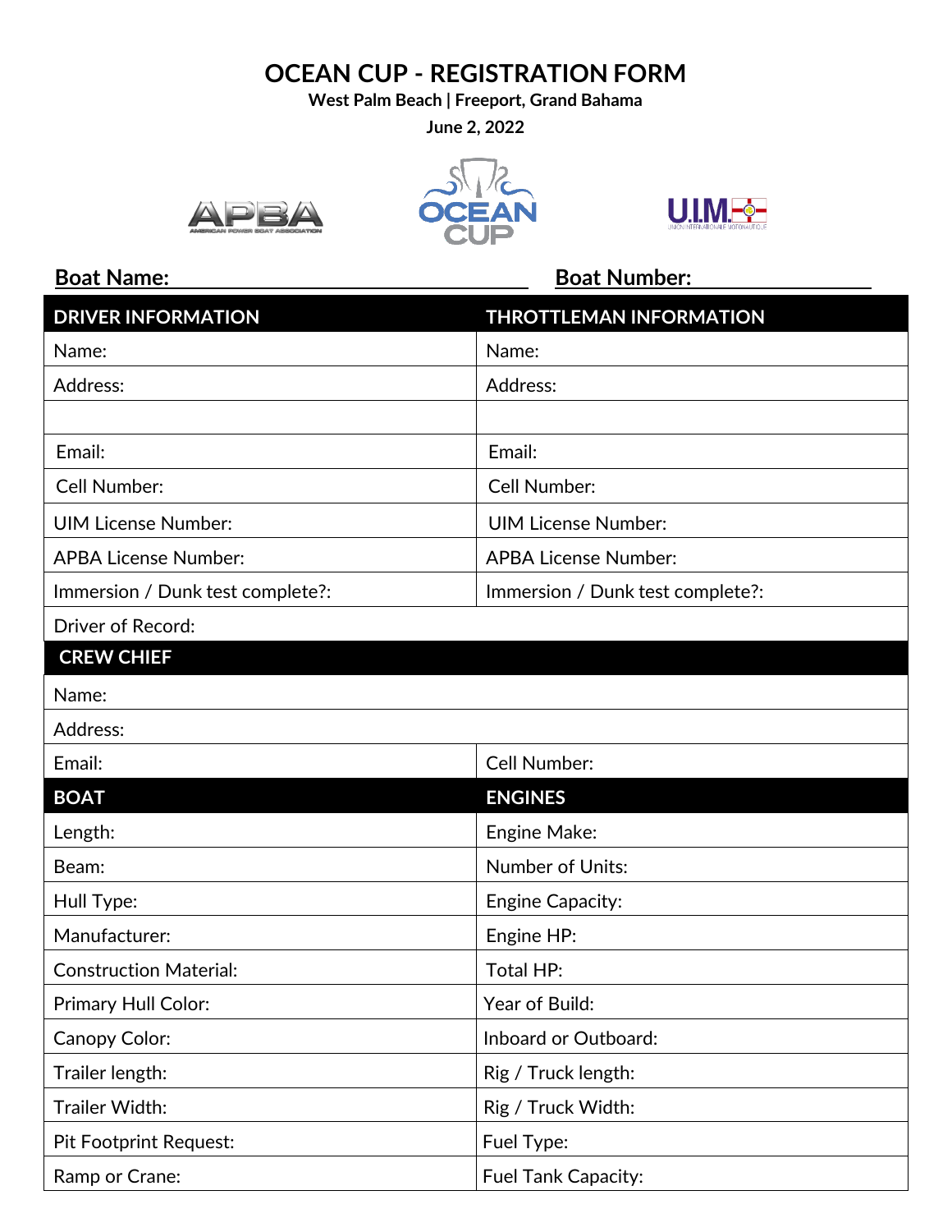# OCEAN CUP - REGISTRATION FORM

**West Palm Beach | Freeport, Grand Bahama**

**June 2, 2022**

**Boat Name:** ______________________ **Boat Number:** ______________

| DRIVER INFORMATION | THROTTLEMAN INFORMATION |
|---|---|
| Name: | Name: |
| Address: | Address: |
| | |
| Email: | Email: |
| Cell Number: | Cell Number: |
| UIM License Number: | UIM License Number: |
| APBA License Number: | APBA License Number: |
| Immersion / Dunk test complete?: | Immersion / Dunk test complete?: |
| Driver of Record: | |
| **CREW CHIEF** | |
| Name: | |
| Address: | |
| Email: | Cell Number: |
| **BOAT** | **ENGINES** |
| Length: | Engine Make: |
| Beam: | Number of Units: |
| Hull Type: | Engine Capacity: |
| Manufacturer: | Engine HP: |
| Construction Material: | Total HP: |
| Primary Hull Color: | Year of Build: |
| Canopy Color: | Inboard or Outboard: |
| Trailer length: | Rig / Truck length: |
| Trailer Width: | Rig / Truck Width: |
| Pit Footprint Request: | Fuel Type: |
| Ramp or Crane: | Fuel Tank Capacity: |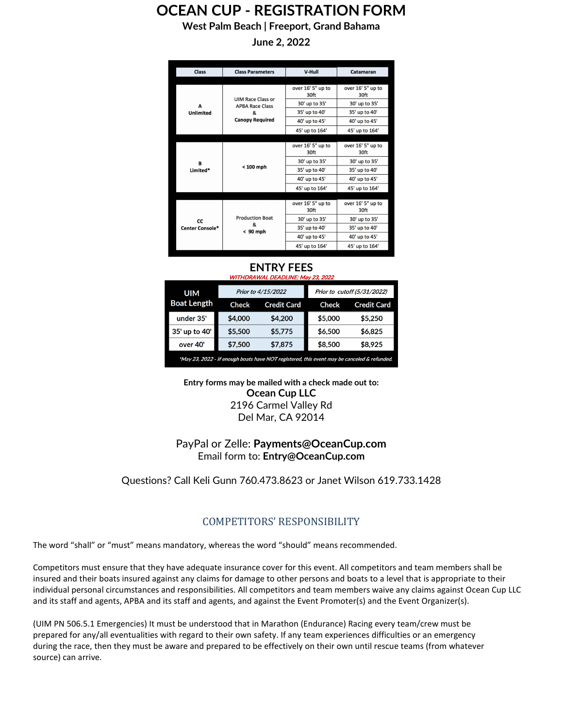# OCEAN CUP - REGISTRATION FORM

**West Palm Beach | Freeport, Grand Bahama**

**June 2, 2022**

| Class | Class Parameters | V-Hull | Catamaran |
|---|---|---|---|
| A Unlimited | UIM Race Class or APBA Race Class & **Canopy Required** | over 16' 5" up to 30ft | over 16' 5" up to 30ft |
| | | 30' up to 35' | 30' up to 35' |
| | | 35' up to 40' | 35' up to 40' |
| | | 40' up to 45' | 40' up to 45' |
| | | 45' up to 164' | 45' up to 164' |
| B Limited* | **< 100 mph** | over 16' 5" up to 30ft | over 16' 5" up to 30ft |
| | | 30' up to 35' | 30' up to 35' |
| | | 35' up to 40' | 35' up to 40' |
| | | 40' up to 45' | 40' up to 45' |
| | | 45' up to 164' | 45' up to 164' |
| CC Center Console* | Production Boat & **< 90 mph** | over 16' 5" up to 30ft | over 16' 5" up to 30ft |
| | | 30' up to 35' | 30' up to 35' |
| | | 35' up to 40' | 35' up to 40' |
| | | 40' up to 45' | 40' up to 45' |
| | | 45' up to 164' | 45' up to 164' |

## ENTRY FEES

*WITHDRAWAL DEADLINE: May 23, 2022*

| UIM Boat Length | *Prior to 4/15/2022* | | *Prior to cutoff (5/31/2022)* | |
|---|---|---|---|---|
| | Check | Credit Card | Check | Credit Card |
| under 35' | $4,000 | $4,200 | $5,000 | $5,250 |
| 35' up to 40' | $5,500 | $5,775 | $6,500 | $6,825 |
| over 40' | $7,500 | $7,875 | $8,500 | $8,925 |

*\*May 23, 2022 - If enough boats have NOT registered, this event may be canceled & refunded.*

**Entry forms may be mailed with a check made out to:**
**Ocean Cup LLC**
2196 Carmel Valley Rd
Del Mar, CA 92014

PayPal or Zelle: **Payments@OceanCup.com**
Email form to: **Entry@OceanCup.com**

Questions? Call Keli Gunn 760.473.8623 or Janet Wilson 619.733.1428

## COMPETITORS' RESPONSIBILITY

The word "shall" or "must" means mandatory, whereas the word "should" means recommended.

Competitors must ensure that they have adequate insurance cover for this event. All competitors and team members shall be insured and their boats insured against any claims for damage to other persons and boats to a level that is appropriate to their individual personal circumstances and responsibilities. All competitors and team members waive any claims against Ocean Cup LLC and its staff and agents, APBA and its staff and agents, and against the Event Promoter(s) and the Event Organizer(s).

(UIM PN 506.5.1 Emergencies) It must be understood that in Marathon (Endurance) Racing every team/crew must be prepared for any/all eventualities with regard to their own safety. If any team experiences difficulties or an emergency during the race, then they must be aware and prepared to be effectively on their own until rescue teams (from whatever source) can arrive.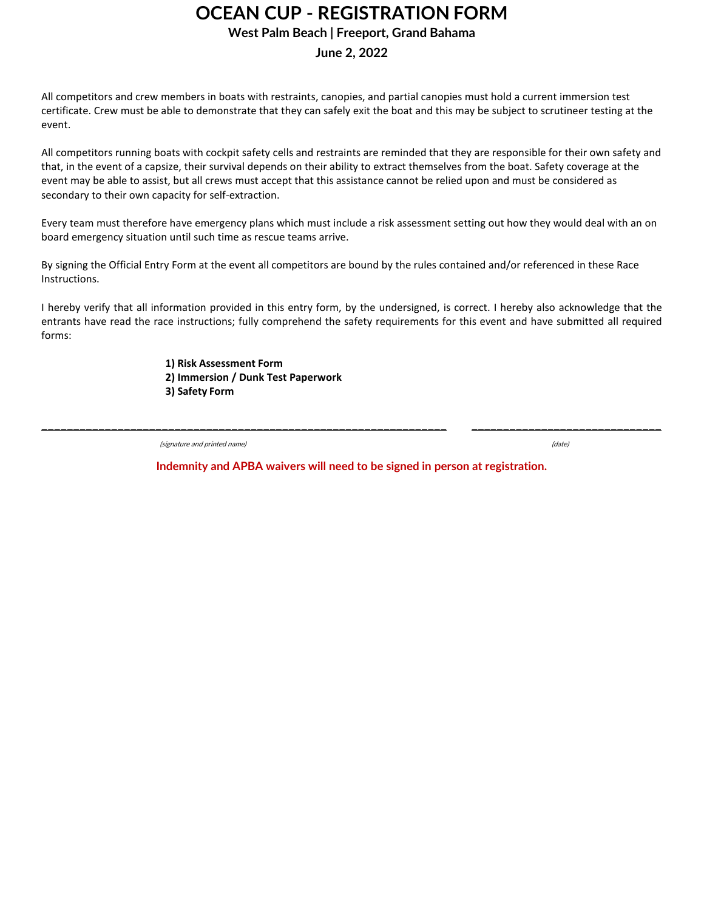# OCEAN CUP - REGISTRATION FORM

**West Palm Beach | Freeport, Grand Bahama**

**June 2, 2022**

All competitors and crew members in boats with restraints, canopies, and partial canopies must hold a current immersion test certificate. Crew must be able to demonstrate that they can safely exit the boat and this may be subject to scrutineer testing at the event.

All competitors running boats with cockpit safety cells and restraints are reminded that they are responsible for their own safety and that, in the event of a capsize, their survival depends on their ability to extract themselves from the boat. Safety coverage at the event may be able to assist, but all crews must accept that this assistance cannot be relied upon and must be considered as secondary to their own capacity for self-extraction.

Every team must therefore have emergency plans which must include a risk assessment setting out how they would deal with an on board emergency situation until such time as rescue teams arrive.

By signing the Official Entry Form at the event all competitors are bound by the rules contained and/or referenced in these Race Instructions.

I hereby verify that all information provided in this entry form, by the undersigned, is correct. I hereby also acknowledge that the entrants have read the race instructions; fully comprehend the safety requirements for this event and have submitted all required forms:

**1) Risk Assessment Form**
**2) Immersion / Dunk Test Paperwork**
**3) Safety Form**

_______________________________________________________________ _____________________________

*(signature and printed name)* *(date)*

**Indemnity and APBA waivers will need to be signed in person at registration.**